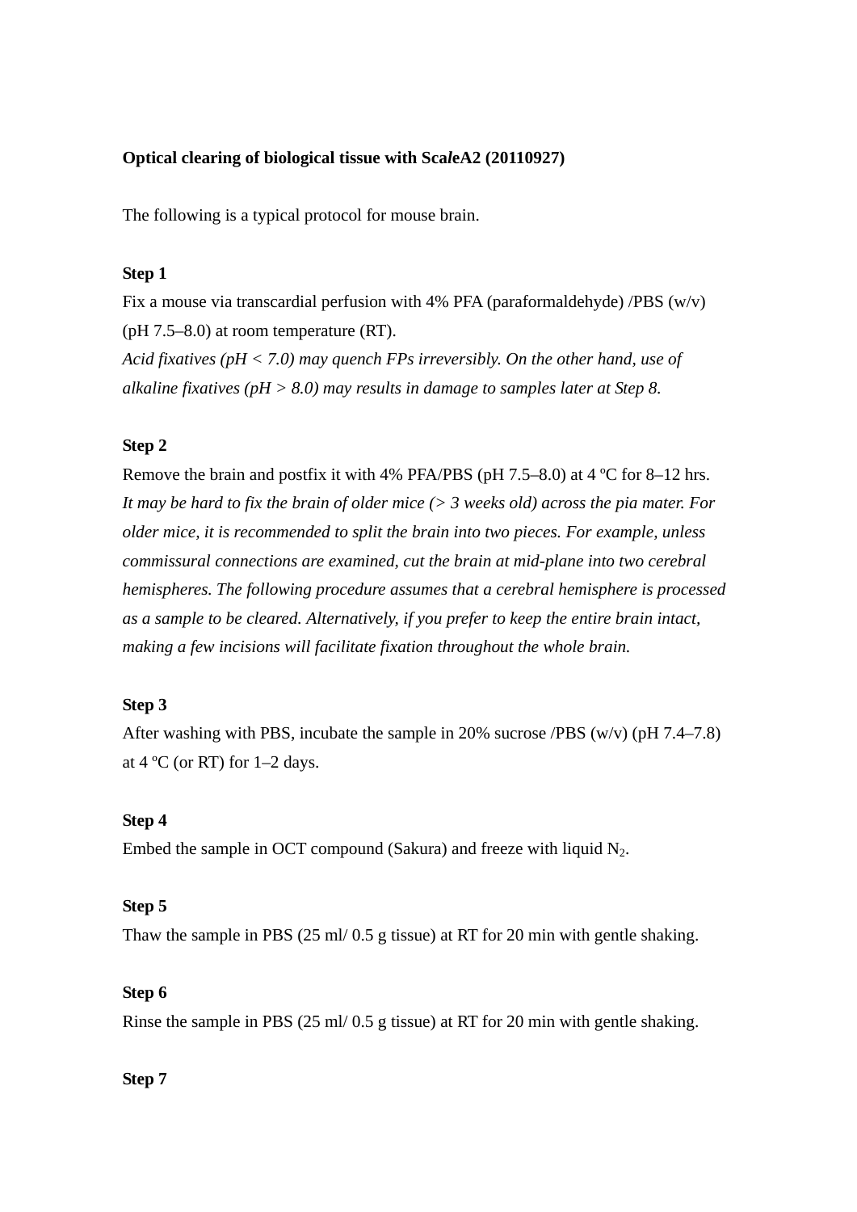**Optical clearing of biological tissue with Sca*l*eA2 (20110927)**

The following is a typical protocol for mouse brain.

**Step 1**

Fix a mouse via transcardial perfusion with 4% PFA (paraformaldehyde) /PBS (w/v) (pH 7.5–8.0) at room temperature (RT).

*Acid fixatives (pH < 7.0) may quench FPs irreversibly. On the other hand, use of alkaline fixatives (pH > 8.0) may results in damage to samples later at Step 8.*

**Step 2**

Remove the brain and postfix it with 4% PFA/PBS (pH 7.5–8.0) at 4 ºC for 8–12 hrs.

*It may be hard to fix the brain of older mice (> 3 weeks old) across the pia mater. For older mice, it is recommended to split the brain into two pieces. For example, unless commissural connections are examined, cut the brain at mid-plane into two cerebral hemispheres. The following procedure assumes that a cerebral hemisphere is processed as a sample to be cleared. Alternatively, if you prefer to keep the entire brain intact, making a few incisions will facilitate fixation throughout the whole brain.*

**Step 3**

After washing with PBS, incubate the sample in 20% sucrose /PBS (w/v) (pH 7.4–7.8) at 4 ºC (or RT) for 1–2 days.

**Step 4**

Embed the sample in OCT compound (Sakura) and freeze with liquid $N_2$.

**Step 5**

Thaw the sample in PBS (25 ml/ 0.5 g tissue) at RT for 20 min with gentle shaking.

**Step 6**

Rinse the sample in PBS (25 ml/ 0.5 g tissue) at RT for 20 min with gentle shaking.

**Step 7**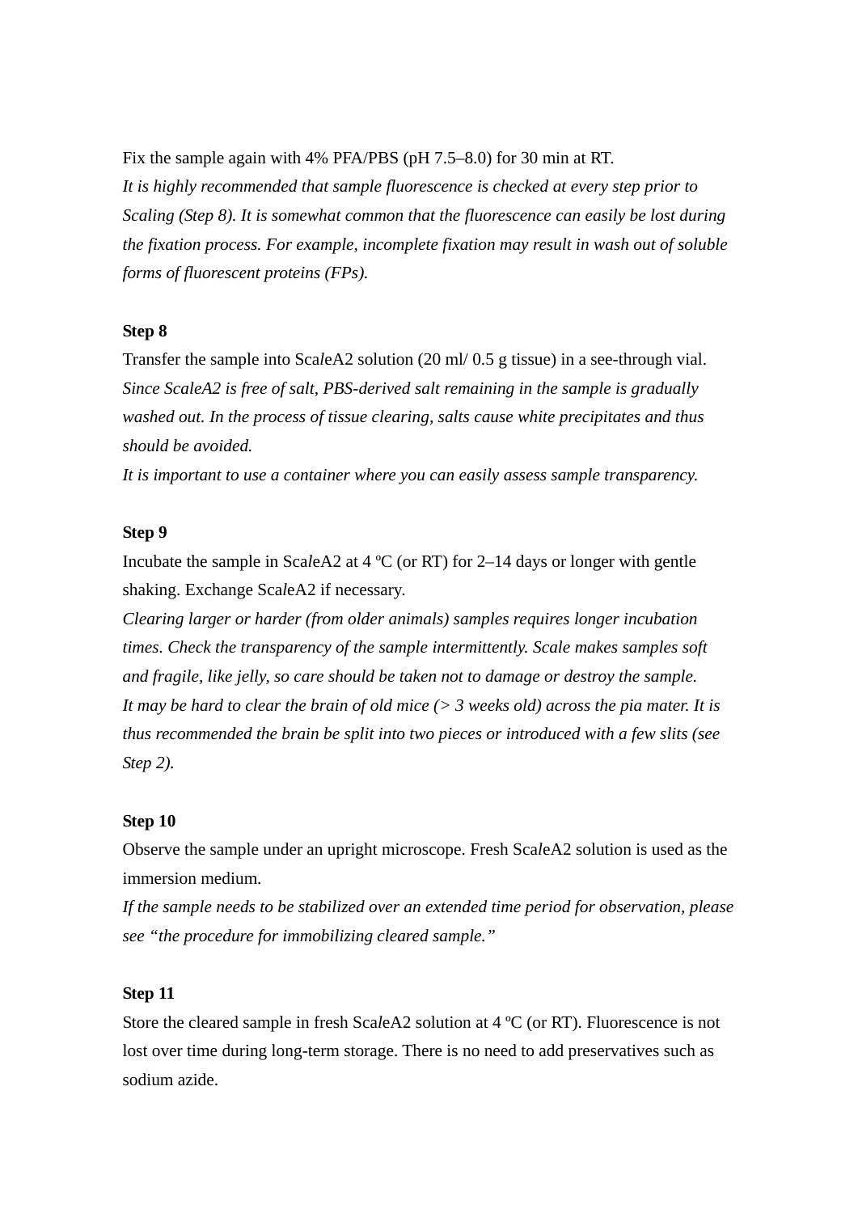Fix the sample again with 4% PFA/PBS (pH 7.5–8.0) for 30 min at RT.

*It is highly recommended that sample fluorescence is checked at every step prior to Scaling (Step 8). It is somewhat common that the fluorescence can easily be lost during the fixation process. For example, incomplete fixation may result in wash out of soluble forms of fluorescent proteins (FPs).*

**Step 8**

Transfer the sample into Sca*l*eA2 solution (20 ml/ 0.5 g tissue) in a see-through vial.

*Since ScaleA2 is free of salt, PBS-derived salt remaining in the sample is gradually washed out. In the process of tissue clearing, salts cause white precipitates and thus should be avoided.*

*It is important to use a container where you can easily assess sample transparency.*

**Step 9**

Incubate the sample in Sca*l*eA2 at 4 ºC (or RT) for 2–14 days or longer with gentle shaking. Exchange Sca*l*eA2 if necessary.

*Clearing larger or harder (from older animals) samples requires longer incubation times. Check the transparency of the sample intermittently. Scale makes samples soft and fragile, like jelly, so care should be taken not to damage or destroy the sample.*

*It may be hard to clear the brain of old mice (> 3 weeks old) across the pia mater. It is thus recommended the brain be split into two pieces or introduced with a few slits (see Step 2).*

**Step 10**

Observe the sample under an upright microscope. Fresh Sca*l*eA2 solution is used as the immersion medium.

*If the sample needs to be stabilized over an extended time period for observation, please see "the procedure for immobilizing cleared sample."*

**Step 11**

Store the cleared sample in fresh Sca*l*eA2 solution at 4 ºC (or RT). Fluorescence is not lost over time during long-term storage. There is no need to add preservatives such as sodium azide.